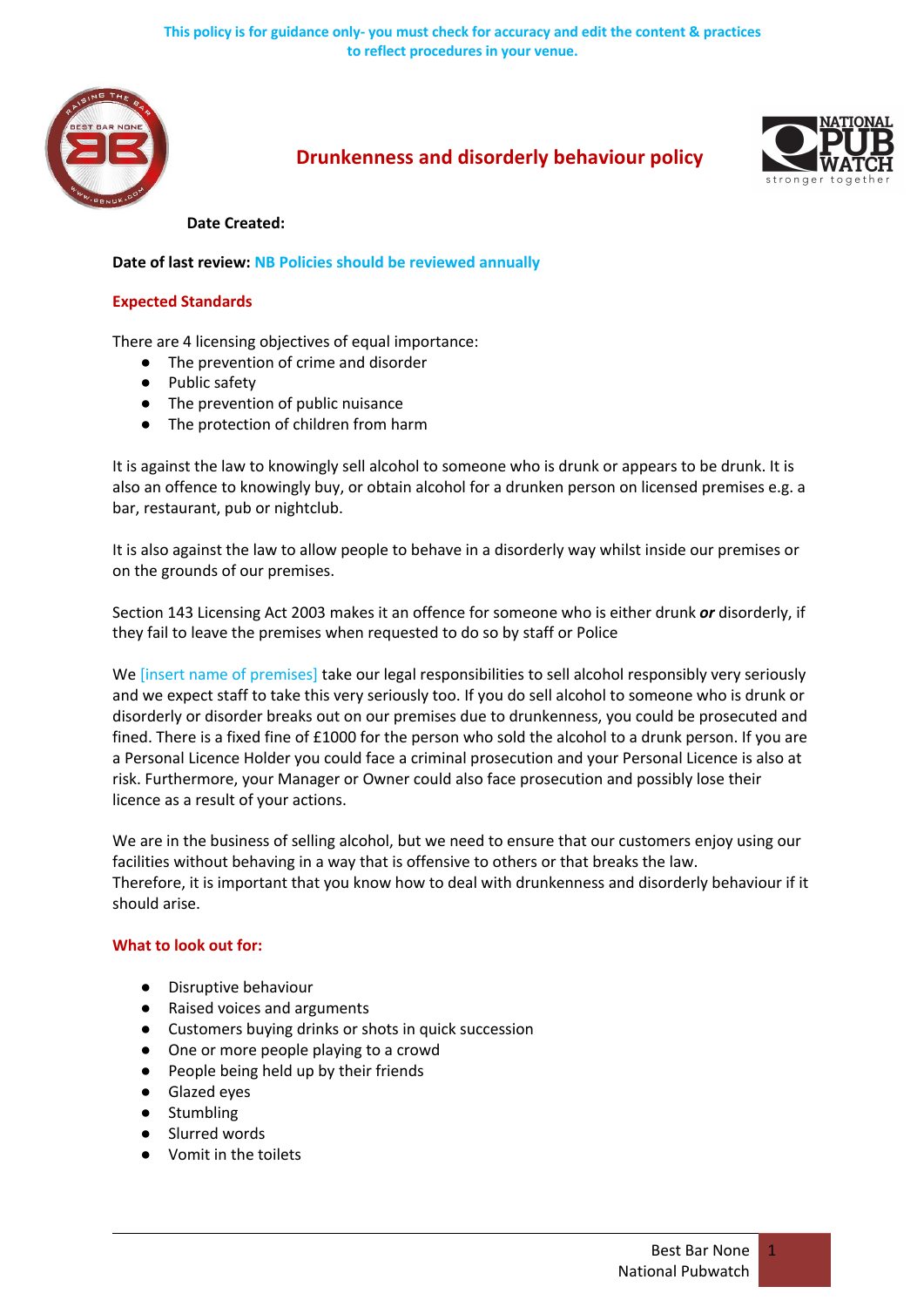This policy is for guidance only- you must check for accuracy and edit the content & practices to reflect procedures in your venue.

# Drunkenness and disorderly behaviour policy

**Date Created:**

**Date of last review:** NB Policies should be reviewed annually

## Expected Standards

There are 4 licensing objectives of equal importance:

- The prevention of crime and disorder
- Public safety
- The prevention of public nuisance
- The protection of children from harm

It is against the law to knowingly sell alcohol to someone who is drunk or appears to be drunk. It is also an offence to knowingly buy, or obtain alcohol for a drunken person on licensed premises e.g. a bar, restaurant, pub or nightclub.

It is also against the law to allow people to behave in a disorderly way whilst inside our premises or on the grounds of our premises.

Section 143 Licensing Act 2003 makes it an offence for someone who is either drunk ***or*** disorderly, if they fail to leave the premises when requested to do so by staff or Police

We [insert name of premises] take our legal responsibilities to sell alcohol responsibly very seriously and we expect staff to take this very seriously too. If you do sell alcohol to someone who is drunk or disorderly or disorder breaks out on our premises due to drunkenness, you could be prosecuted and fined. There is a fixed fine of £1000 for the person who sold the alcohol to a drunk person. If you are a Personal Licence Holder you could face a criminal prosecution and your Personal Licence is also at risk. Furthermore, your Manager or Owner could also face prosecution and possibly lose their licence as a result of your actions.

We are in the business of selling alcohol, but we need to ensure that our customers enjoy using our facilities without behaving in a way that is offensive to others or that breaks the law.
Therefore, it is important that you know how to deal with drunkenness and disorderly behaviour if it should arise.

## What to look out for:

- Disruptive behaviour
- Raised voices and arguments
- Customers buying drinks or shots in quick succession
- One or more people playing to a crowd
- People being held up by their friends
- Glazed eyes
- Stumbling
- Slurred words
- Vomit in the toilets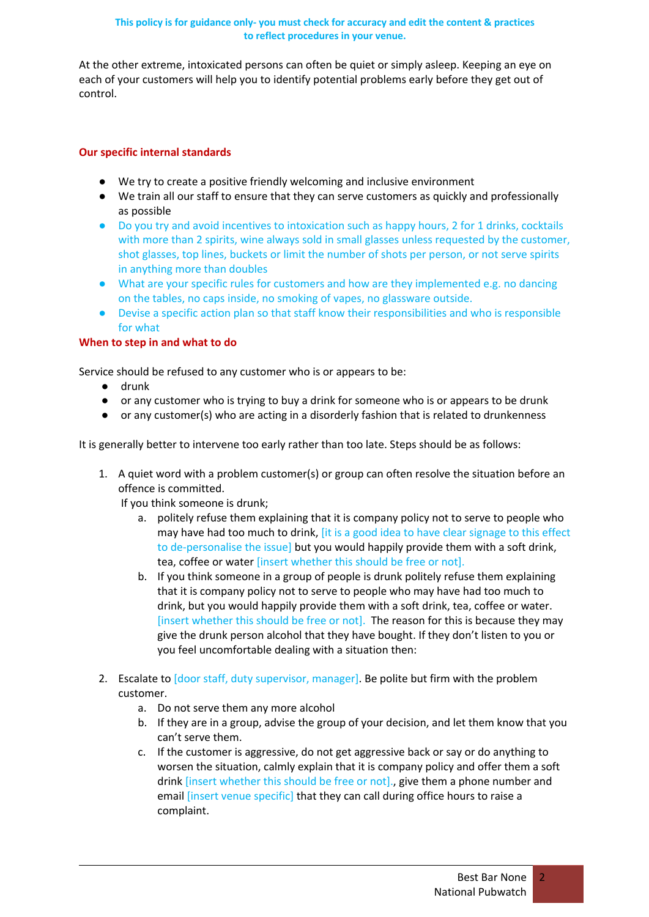At the other extreme, intoxicated persons can often be quiet or simply asleep. Keeping an eye on each of your customers will help you to identify potential problems early before they get out of control.

## Our specific internal standards

- We try to create a positive friendly welcoming and inclusive environment
- We train all our staff to ensure that they can serve customers as quickly and professionally as possible
- Do you try and avoid incentives to intoxication such as happy hours, 2 for 1 drinks, cocktails with more than 2 spirits, wine always sold in small glasses unless requested by the customer, shot glasses, top lines, buckets or limit the number of shots per person, or not serve spirits in anything more than doubles
- What are your specific rules for customers and how are they implemented e.g. no dancing on the tables, no caps inside, no smoking of vapes, no glassware outside.
- Devise a specific action plan so that staff know their responsibilities and who is responsible for what

## When to step in and what to do

Service should be refused to any customer who is or appears to be:

- drunk
- or any customer who is trying to buy a drink for someone who is or appears to be drunk
- or any customer(s) who are acting in a disorderly fashion that is related to drunkenness

It is generally better to intervene too early rather than too late. Steps should be as follows:

1. A quiet word with a problem customer(s) or group can often resolve the situation before an offence is committed.
   If you think someone is drunk;
   a. politely refuse them explaining that it is company policy not to serve to people who may have had too much to drink, [it is a good idea to have clear signage to this effect to de-personalise the issue] but you would happily provide them with a soft drink, tea, coffee or water [insert whether this should be free or not].
   b. If you think someone in a group of people is drunk politely refuse them explaining that it is company policy not to serve to people who may have had too much to drink, but you would happily provide them with a soft drink, tea, coffee or water. [insert whether this should be free or not]. The reason for this is because they may give the drunk person alcohol that they have bought. If they don't listen to you or you feel uncomfortable dealing with a situation then:

2. Escalate to [door staff, duty supervisor, manager]. Be polite but firm with the problem customer.
   a. Do not serve them any more alcohol
   b. If they are in a group, advise the group of your decision, and let them know that you can't serve them.
   c. If the customer is aggressive, do not get aggressive back or say or do anything to worsen the situation, calmly explain that it is company policy and offer them a soft drink [insert whether this should be free or not]., give them a phone number and email [insert venue specific] that they can call during office hours to raise a complaint.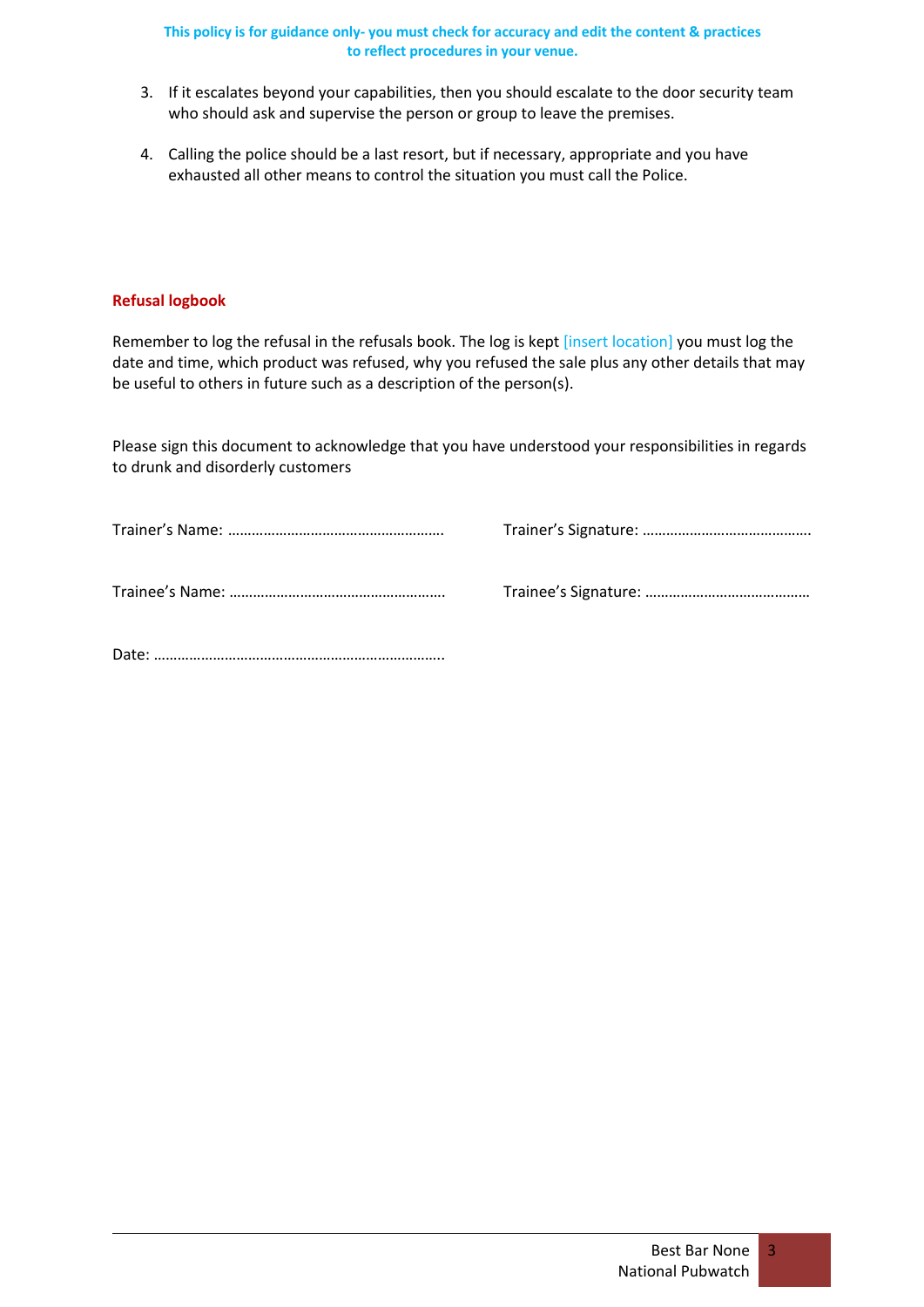This policy is for guidance only- you must check for accuracy and edit the content & practices to reflect procedures in your venue.

3. If it escalates beyond your capabilities, then you should escalate to the door security team who should ask and supervise the person or group to leave the premises.

4. Calling the police should be a last resort, but if necessary, appropriate and you have exhausted all other means to control the situation you must call the Police.

## Refusal logbook

Remember to log the refusal in the refusals book. The log is kept [insert location] you must log the date and time, which product was refused, why you refused the sale plus any other details that may be useful to others in future such as a description of the person(s).

Please sign this document to acknowledge that you have understood your responsibilities in regards to drunk and disorderly customers

Trainer's Name: ……………………………………………….          Trainer's Signature: …………………………………….

Trainee's Name: ……………………………………………….          Trainee's Signature: ……………………………………

Date: ………………………………………………………………..